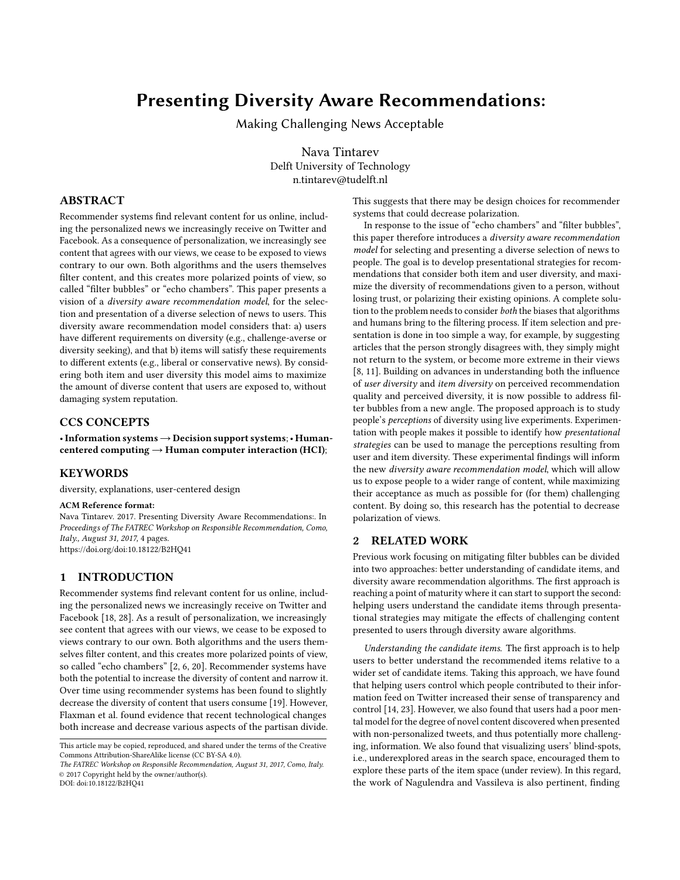# Presenting Diversity Aware Recommendations:

Making Challenging News Acceptable

Nava Tintarev
Delft University of Technology
n.tintarev@tudelft.nl

## ABSTRACT

Recommender systems find relevant content for us online, including the personalized news we increasingly receive on Twitter and Facebook. As a consequence of personalization, we increasingly see content that agrees with our views, we cease to be exposed to views contrary to our own. Both algorithms and the users themselves filter content, and this creates more polarized points of view, so called "filter bubbles" or "echo chambers". This paper presents a vision of a *diversity aware recommendation model*, for the selection and presentation of a diverse selection of news to users. This diversity aware recommendation model considers that: a) users have different requirements on diversity (e.g., challenge-averse or diversity seeking), and that b) items will satisfy these requirements to different extents (e.g., liberal or conservative news). By considering both item and user diversity this model aims to maximize the amount of diverse content that users are exposed to, without damaging system reputation.

## CCS CONCEPTS

**• Information systems → Decision support systems**; **• Human-centered computing → Human computer interaction (HCI)**;

## KEYWORDS

diversity, explanations, user-centered design

**ACM Reference format:**
Nava Tintarev. 2017. Presenting Diversity Aware Recommendations:. In *Proceedings of The FATREC Workshop on Responsible Recommendation, Como, Italy., August 31, 2017,* 4 pages.
https://doi.org/doi:10.18122/B2HQ41

## 1 INTRODUCTION

Recommender systems find relevant content for us online, including the personalized news we increasingly receive on Twitter and Facebook [18, 28]. As a result of personalization, we increasingly see content that agrees with our views, we cease to be exposed to views contrary to our own. Both algorithms and the users themselves filter content, and this creates more polarized points of view, so called "echo chambers" [2, 6, 20]. Recommender systems have both the potential to increase the diversity of content and narrow it. Over time using recommender systems has been found to slightly decrease the diversity of content that users consume [19]. However, Flaxman et al. found evidence that recent technological changes both increase and decrease various aspects of the partisan divide. This suggests that there may be design choices for recommender systems that could decrease polarization.

In response to the issue of "echo chambers" and "filter bubbles", this paper therefore introduces a *diversity aware recommendation model* for selecting and presenting a diverse selection of news to people. The goal is to develop presentational strategies for recommendations that consider both item and user diversity, and maximize the diversity of recommendations given to a person, without losing trust, or polarizing their existing opinions. A complete solution to the problem needs to consider *both* the biases that algorithms and humans bring to the filtering process. If item selection and presentation is done in too simple a way, for example, by suggesting articles that the person strongly disagrees with, they simply might not return to the system, or become more extreme in their views [8, 11]. Building on advances in understanding both the influence of *user diversity* and *item diversity* on perceived recommendation quality and perceived diversity, it is now possible to address filter bubbles from a new angle. The proposed approach is to study people's *perceptions* of diversity using live experiments. Experimentation with people makes it possible to identify how *presentational strategies* can be used to manage the perceptions resulting from user and item diversity. These experimental findings will inform the new *diversity aware recommendation model*, which will allow us to expose people to a wider range of content, while maximizing their acceptance as much as possible for (for them) challenging content. By doing so, this research has the potential to decrease polarization of views.

## 2 RELATED WORK

Previous work focusing on mitigating filter bubbles can be divided into two approaches: better understanding of candidate items, and diversity aware recommendation algorithms. The first approach is reaching a point of maturity where it can start to support the second: helping users understand the candidate items through presentational strategies may mitigate the effects of challenging content presented to users through diversity aware algorithms.

*Understanding the candidate items.* The first approach is to help users to better understand the recommended items relative to a wider set of candidate items. Taking this approach, we have found that helping users control which people contributed to their information feed on Twitter increased their sense of transparency and control [14, 23]. However, we also found that users had a poor mental model for the degree of novel content discovered when presented with non-personalized tweets, and thus potentially more challenging, information. We also found that visualizing users' blind-spots, i.e., underexplored areas in the search space, encouraged them to explore these parts of the item space (under review). In this regard, the work of Nagulendra and Vassileva is also pertinent, finding

This article may be copied, reproduced, and shared under the terms of the Creative Commons Attribution-ShareAlike license (CC BY-SA 4.0).
*The FATREC Workshop on Responsible Recommendation, August 31, 2017, Como, Italy.*
© 2017 Copyright held by the owner/author(s).
DOI: doi:10.18122/B2HQ41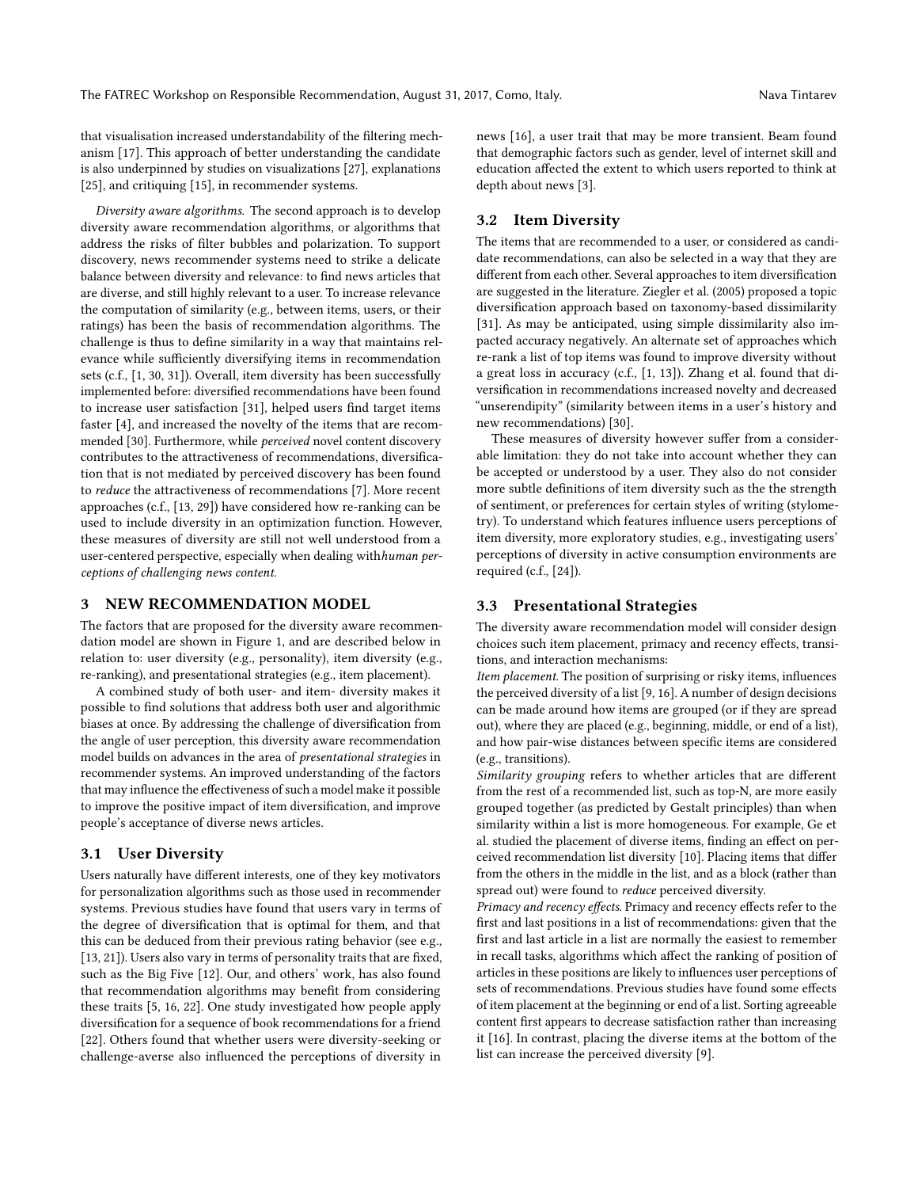that visualisation increased understandability of the filtering mechanism [17]. This approach of better understanding the candidate is also underpinned by studies on visualizations [27], explanations [25], and critiquing [15], in recommender systems.

*Diversity aware algorithms.* The second approach is to develop diversity aware recommendation algorithms, or algorithms that address the risks of filter bubbles and polarization. To support discovery, news recommender systems need to strike a delicate balance between diversity and relevance: to find news articles that are diverse, and still highly relevant to a user. To increase relevance the computation of similarity (e.g., between items, users, or their ratings) has been the basis of recommendation algorithms. The challenge is thus to define similarity in a way that maintains relevance while sufficiently diversifying items in recommendation sets (c.f., [1, 30, 31]). Overall, item diversity has been successfully implemented before: diversified recommendations have been found to increase user satisfaction [31], helped users find target items faster [4], and increased the novelty of the items that are recommended [30]. Furthermore, while *perceived* novel content discovery contributes to the attractiveness of recommendations, diversification that is not mediated by perceived discovery has been found to *reduce* the attractiveness of recommendations [7]. More recent approaches (c.f., [13, 29]) have considered how re-ranking can be used to include diversity in an optimization function. However, these measures of diversity are still not well understood from a user-centered perspective, especially when dealing with*human perceptions of challenging news content*.

## 3 NEW RECOMMENDATION MODEL

The factors that are proposed for the diversity aware recommendation model are shown in Figure 1, and are described below in relation to: user diversity (e.g., personality), item diversity (e.g., re-ranking), and presentational strategies (e.g., item placement).

A combined study of both user- and item- diversity makes it possible to find solutions that address both user and algorithmic biases at once. By addressing the challenge of diversification from the angle of user perception, this diversity aware recommendation model builds on advances in the area of *presentational strategies* in recommender systems. An improved understanding of the factors that may influence the effectiveness of such a model make it possible to improve the positive impact of item diversification, and improve people's acceptance of diverse news articles.

### 3.1 User Diversity

Users naturally have different interests, one of they key motivators for personalization algorithms such as those used in recommender systems. Previous studies have found that users vary in terms of the degree of diversification that is optimal for them, and that this can be deduced from their previous rating behavior (see e.g., [13, 21]). Users also vary in terms of personality traits that are fixed, such as the Big Five [12]. Our, and others' work, has also found that recommendation algorithms may benefit from considering these traits [5, 16, 22]. One study investigated how people apply diversification for a sequence of book recommendations for a friend [22]. Others found that whether users were diversity-seeking or challenge-averse also influenced the perceptions of diversity in news [16], a user trait that may be more transient. Beam found that demographic factors such as gender, level of internet skill and education affected the extent to which users reported to think at depth about news [3].

### 3.2 Item Diversity

The items that are recommended to a user, or considered as candidate recommendations, can also be selected in a way that they are different from each other. Several approaches to item diversification are suggested in the literature. Ziegler et al. (2005) proposed a topic diversification approach based on taxonomy-based dissimilarity [31]. As may be anticipated, using simple dissimilarity also impacted accuracy negatively. An alternate set of approaches which re-rank a list of top items was found to improve diversity without a great loss in accuracy (c.f., [1, 13]). Zhang et al. found that diversification in recommendations increased novelty and decreased "unserendipity" (similarity between items in a user's history and new recommendations) [30].

These measures of diversity however suffer from a considerable limitation: they do not take into account whether they can be accepted or understood by a user. They also do not consider more subtle definitions of item diversity such as the the strength of sentiment, or preferences for certain styles of writing (stylometry). To understand which features influence users perceptions of item diversity, more exploratory studies, e.g., investigating users' perceptions of diversity in active consumption environments are required (c.f., [24]).

### 3.3 Presentational Strategies

The diversity aware recommendation model will consider design choices such item placement, primacy and recency effects, transitions, and interaction mechanisms:

*Item placement.* The position of surprising or risky items, influences the perceived diversity of a list [9, 16]. A number of design decisions can be made around how items are grouped (or if they are spread out), where they are placed (e.g., beginning, middle, or end of a list), and how pair-wise distances between specific items are considered (e.g., transitions).

*Similarity grouping* refers to whether articles that are different from the rest of a recommended list, such as top-N, are more easily grouped together (as predicted by Gestalt principles) than when similarity within a list is more homogeneous. For example, Ge et al. studied the placement of diverse items, finding an effect on perceived recommendation list diversity [10]. Placing items that differ from the others in the middle in the list, and as a block (rather than spread out) were found to *reduce* perceived diversity.

*Primacy and recency effects.* Primacy and recency effects refer to the first and last positions in a list of recommendations: given that the first and last article in a list are normally the easiest to remember in recall tasks, algorithms which affect the ranking of position of articles in these positions are likely to influences user perceptions of sets of recommendations. Previous studies have found some effects of item placement at the beginning or end of a list. Sorting agreeable content first appears to decrease satisfaction rather than increasing it [16]. In contrast, placing the diverse items at the bottom of the list can increase the perceived diversity [9].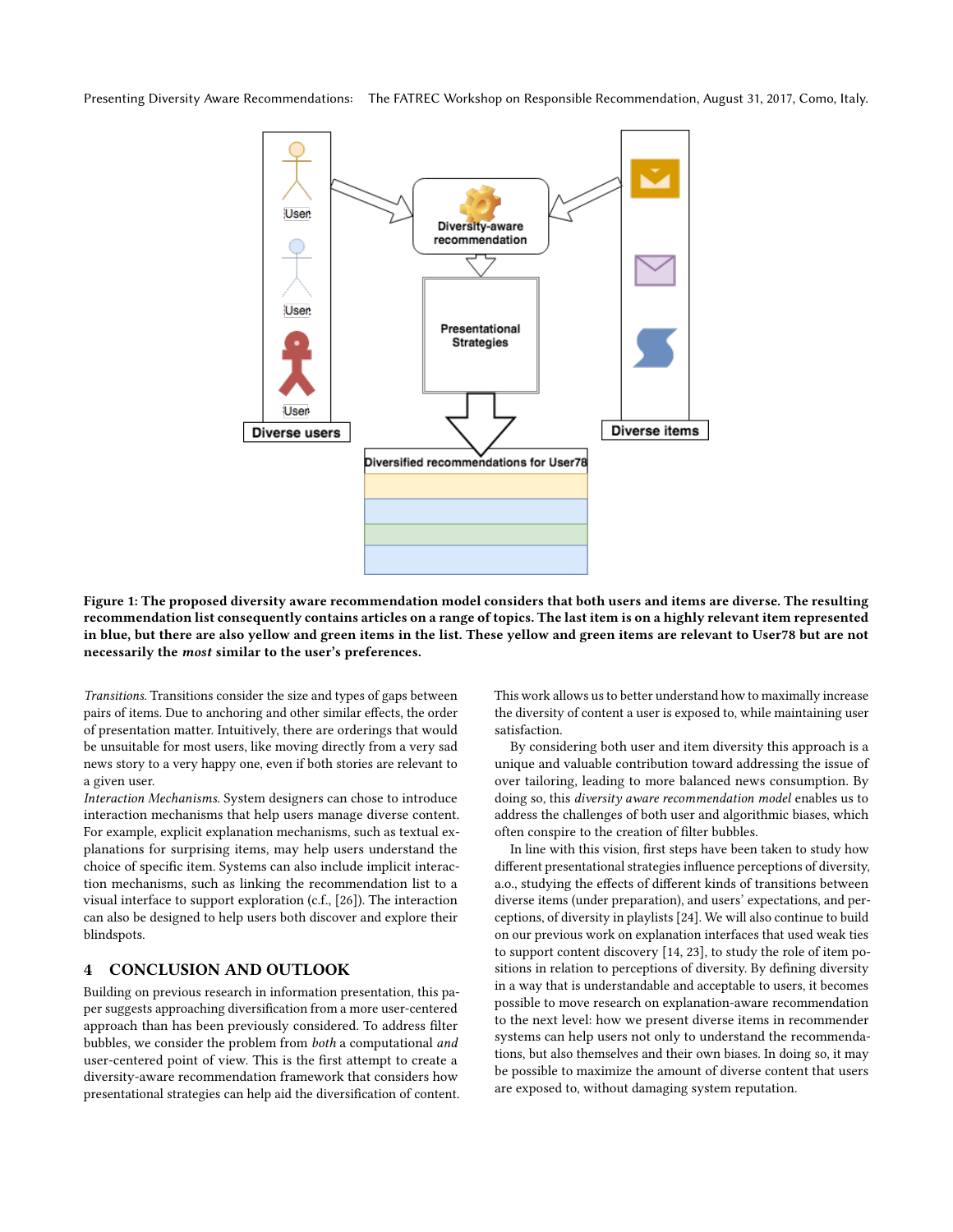Figure 1: The proposed diversity aware recommendation model considers that both users and items are diverse. The resulting recommendation list consequently contains articles on a range of topics. The last item is on a highly relevant item represented in blue, but there are also yellow and green items in the list. These yellow and green items are relevant to User78 but are not necessarily the *most* similar to the user's preferences.

*Transitions.* Transitions consider the size and types of gaps between pairs of items. Due to anchoring and other similar effects, the order of presentation matter. Intuitively, there are orderings that would be unsuitable for most users, like moving directly from a very sad news story to a very happy one, even if both stories are relevant to a given user.

*Interaction Mechanisms.* System designers can chose to introduce interaction mechanisms that help users manage diverse content. For example, explicit explanation mechanisms, such as textual explanations for surprising items, may help users understand the choice of specific item. Systems can also include implicit interaction mechanisms, such as linking the recommendation list to a visual interface to support exploration (c.f., [26]). The interaction can also be designed to help users both discover and explore their blindspots.

## 4 CONCLUSION AND OUTLOOK

Building on previous research in information presentation, this paper suggests approaching diversification from a more user-centered approach than has been previously considered. To address filter bubbles, we consider the problem from *both* a computational *and* user-centered point of view. This is the first attempt to create a diversity-aware recommendation framework that considers how presentational strategies can help aid the diversification of content. This work allows us to better understand how to maximally increase the diversity of content a user is exposed to, while maintaining user satisfaction.

By considering both user and item diversity this approach is a unique and valuable contribution toward addressing the issue of over tailoring, leading to more balanced news consumption. By doing so, this *diversity aware recommendation model* enables us to address the challenges of both user and algorithmic biases, which often conspire to the creation of filter bubbles.

In line with this vision, first steps have been taken to study how different presentational strategies influence perceptions of diversity, a.o., studying the effects of different kinds of transitions between diverse items (under preparation), and users' expectations, and perceptions, of diversity in playlists [24]. We will also continue to build on our previous work on explanation interfaces that used weak ties to support content discovery [14, 23], to study the role of item positions in relation to perceptions of diversity. By defining diversity in a way that is understandable and acceptable to users, it becomes possible to move research on explanation-aware recommendation to the next level: how we present diverse items in recommender systems can help users not only to understand the recommendations, but also themselves and their own biases. In doing so, it may be possible to maximize the amount of diverse content that users are exposed to, without damaging system reputation.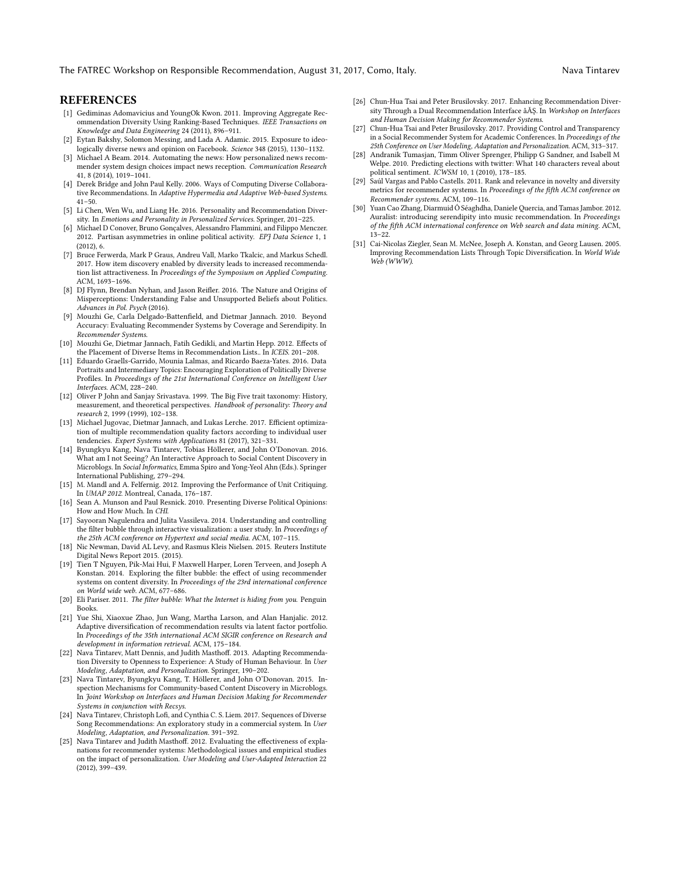## REFERENCES

[1] Gediminas Adomavicius and YoungOk Kwon. 2011. Improving Aggregate Recommendation Diversity Using Ranking-Based Techniques. *IEEE Transactions on Knowledge and Data Engineering* 24 (2011), 896–911.

[2] Eytan Bakshy, Solomon Messing, and Lada A. Adamic. 2015. Exposure to ideologically diverse news and opinion on Facebook. *Science* 348 (2015), 1130–1132.

[3] Michael A Beam. 2014. Automating the news: How personalized news recommender system design choices impact news reception. *Communication Research* 41, 8 (2014), 1019–1041.

[4] Derek Bridge and John Paul Kelly. 2006. Ways of Computing Diverse Collaborative Recommendations. In *Adaptive Hypermedia and Adaptive Web-based Systems*. 41–50.

[5] Li Chen, Wen Wu, and Liang He. 2016. Personality and Recommendation Diversity. In *Emotions and Personality in Personalized Services*. Springer, 201–225.

[6] Michael D Conover, Bruno Gonçalves, Alessandro Flammini, and Filippo Menczer. 2012. Partisan asymmetries in online political activity. *EPJ Data Science* 1, 1 (2012), 6.

[7] Bruce Ferwerda, Mark P Graus, Andreu Vall, Marko Tkalcic, and Markus Schedl. 2017. How item discovery enabled by diversity leads to increased recommendation list attractiveness. In *Proceedings of the Symposium on Applied Computing*. ACM, 1693–1696.

[8] DJ Flynn, Brendan Nyhan, and Jason Reifler. 2016. The Nature and Origins of Misperceptions: Understanding False and Unsupported Beliefs about Politics. *Advances in Pol. Psych* (2016).

[9] Mouzhi Ge, Carla Delgado-Battenfield, and Dietmar Jannach. 2010. Beyond Accuracy: Evaluating Recommender Systems by Coverage and Serendipity. In *Recommender Systems*.

[10] Mouzhi Ge, Dietmar Jannach, Fatih Gedikli, and Martin Hepp. 2012. Effects of the Placement of Diverse Items in Recommendation Lists.. In *ICEIS*. 201–208.

[11] Eduardo Graells-Garrido, Mounia Lalmas, and Ricardo Baeza-Yates. 2016. Data Portraits and Intermediary Topics: Encouraging Exploration of Politically Diverse Profiles. In *Proceedings of the 21st International Conference on Intelligent User Interfaces*. ACM, 228–240.

[12] Oliver P John and Sanjay Srivastava. 1999. The Big Five trait taxonomy: History, measurement, and theoretical perspectives. *Handbook of personality: Theory and research* 2, 1999 (1999), 102–138.

[13] Michael Jugovac, Dietmar Jannach, and Lukas Lerche. 2017. Efficient optimization of multiple recommendation quality factors according to individual user tendencies. *Expert Systems with Applications* 81 (2017), 321–331.

[14] Byungkyu Kang, Nava Tintarev, Tobias Höllerer, and John O'Donovan. 2016. What am I not Seeing? An Interactive Approach to Social Content Discovery in Microblogs. In *Social Informatics*, Emma Spiro and Yong-Yeol Ahn (Eds.). Springer International Publishing, 279–294.

[15] M. Mandl and A. Felfernig. 2012. Improving the Performance of Unit Critiquing. In *UMAP 2012*. Montreal, Canada, 176–187.

[16] Sean A. Munson and Paul Resnick. 2010. Presenting Diverse Political Opinions: How and How Much. In *CHI*.

[17] Sayooran Nagulendra and Julita Vassileva. 2014. Understanding and controlling the filter bubble through interactive visualization: a user study. In *Proceedings of the 25th ACM conference on Hypertext and social media*. ACM, 107–115.

[18] Nic Newman, David AL Levy, and Rasmus Kleis Nielsen. 2015. Reuters Institute Digital News Report 2015. (2015).

[19] Tien T Nguyen, Pik-Mai Hui, F Maxwell Harper, Loren Terveen, and Joseph A Konstan. 2014. Exploring the filter bubble: the effect of using recommender systems on content diversity. In *Proceedings of the 23rd international conference on World wide web*. ACM, 677–686.

[20] Eli Pariser. 2011. *The filter bubble: What the Internet is hiding from you*. Penguin Books.

[21] Yue Shi, Xiaoxue Zhao, Jun Wang, Martha Larson, and Alan Hanjalic. 2012. Adaptive diversification of recommendation results via latent factor portfolio. In *Proceedings of the 35th international ACM SIGIR conference on Research and development in information retrieval*. ACM, 175–184.

[22] Nava Tintarev, Matt Dennis, and Judith Masthoff. 2013. Adapting Recommendation Diversity to Openness to Experience: A Study of Human Behaviour. In *User Modeling, Adaptation, and Personalization*. Springer, 190–202.

[23] Nava Tintarev, Byungkyu Kang, T. Höllerer, and John O'Donovan. 2015. Inspection Mechanisms for Community-based Content Discovery in Microblogs. In *Joint Workshop on Interfaces and Human Decision Making for Recommender Systems in conjunction with Recsys*.

[24] Nava Tintarev, Christoph Lofi, and Cynthia C. S. Liem. 2017. Sequences of Diverse Song Recommendations: An exploratory study in a commercial system. In *User Modeling, Adaptation, and Personalization*. 391–392.

[25] Nava Tintarev and Judith Masthoff. 2012. Evaluating the effectiveness of explanations for recommender systems: Methodological issues and empirical studies on the impact of personalization. *User Modeling and User-Adapted Interaction* 22 (2012), 399–439.

[26] Chun-Hua Tsai and Peter Brusilovsky. 2017. Enhancing Recommendation Diversity Through a Dual Recommendation Interface âĂŞ. In *Workshop on Interfaces and Human Decision Making for Recommender Systems*.

[27] Chun-Hua Tsai and Peter Brusilovsky. 2017. Providing Control and Transparency in a Social Recommender System for Academic Conferences. In *Proceedings of the 25th Conference on User Modeling, Adaptation and Personalization*. ACM, 313–317.

[28] Andranik Tumasjan, Timm Oliver Sprenger, Philipp G Sandner, and Isabell M Welpe. 2010. Predicting elections with twitter: What 140 characters reveal about political sentiment. *ICWSM* 10, 1 (2010), 178–185.

[29] Saúl Vargas and Pablo Castells. 2011. Rank and relevance in novelty and diversity metrics for recommender systems. In *Proceedings of the fifth ACM conference on Recommender systems*. ACM, 109–116.

[30] Yuan Cao Zhang, Diarmuid Ó Séaghdha, Daniele Quercia, and Tamas Jambor. 2012. Auralist: introducing serendipity into music recommendation. In *Proceedings of the fifth ACM international conference on Web search and data mining*. ACM, 13–22.

[31] Cai-Nicolas Ziegler, Sean M. McNee, Joseph A. Konstan, and Georg Lausen. 2005. Improving Recommendation Lists Through Topic Diversification. In *World Wide Web (WWW)*.